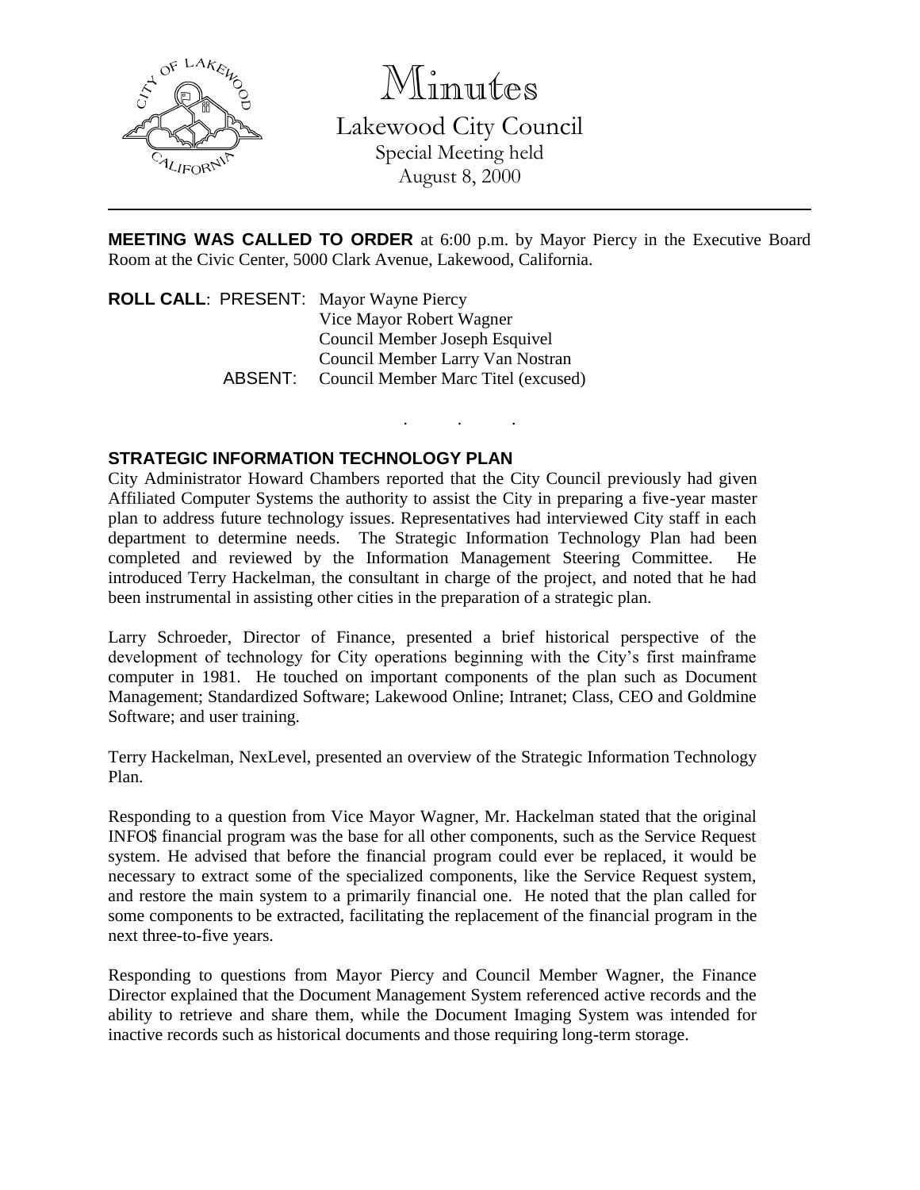# Minutes

## Lakewood City Council

Special Meeting held
August 8, 2000

---

**MEETING WAS CALLED TO ORDER** at 6:00 p.m. by Mayor Piercy in the Executive Board Room at the Civic Center, 5000 Clark Avenue, Lakewood, California.

**ROLL CALL**: PRESENT: Mayor Wayne Piercy
Vice Mayor Robert Wagner
Council Member Joseph Esquivel
Council Member Larry Van Nostran
ABSENT: Council Member Marc Titel (excused)

. . .

**STRATEGIC INFORMATION TECHNOLOGY PLAN**

City Administrator Howard Chambers reported that the City Council previously had given Affiliated Computer Systems the authority to assist the City in preparing a five-year master plan to address future technology issues. Representatives had interviewed City staff in each department to determine needs. The Strategic Information Technology Plan had been completed and reviewed by the Information Management Steering Committee. He introduced Terry Hackelman, the consultant in charge of the project, and noted that he had been instrumental in assisting other cities in the preparation of a strategic plan.

Larry Schroeder, Director of Finance, presented a brief historical perspective of the development of technology for City operations beginning with the City's first mainframe computer in 1981. He touched on important components of the plan such as Document Management; Standardized Software; Lakewood Online; Intranet; Class, CEO and Goldmine Software; and user training.

Terry Hackelman, NexLevel, presented an overview of the Strategic Information Technology Plan.

Responding to a question from Vice Mayor Wagner, Mr. Hackelman stated that the original INFO$ financial program was the base for all other components, such as the Service Request system. He advised that before the financial program could ever be replaced, it would be necessary to extract some of the specialized components, like the Service Request system, and restore the main system to a primarily financial one. He noted that the plan called for some components to be extracted, facilitating the replacement of the financial program in the next three-to-five years.

Responding to questions from Mayor Piercy and Council Member Wagner, the Finance Director explained that the Document Management System referenced active records and the ability to retrieve and share them, while the Document Imaging System was intended for inactive records such as historical documents and those requiring long-term storage.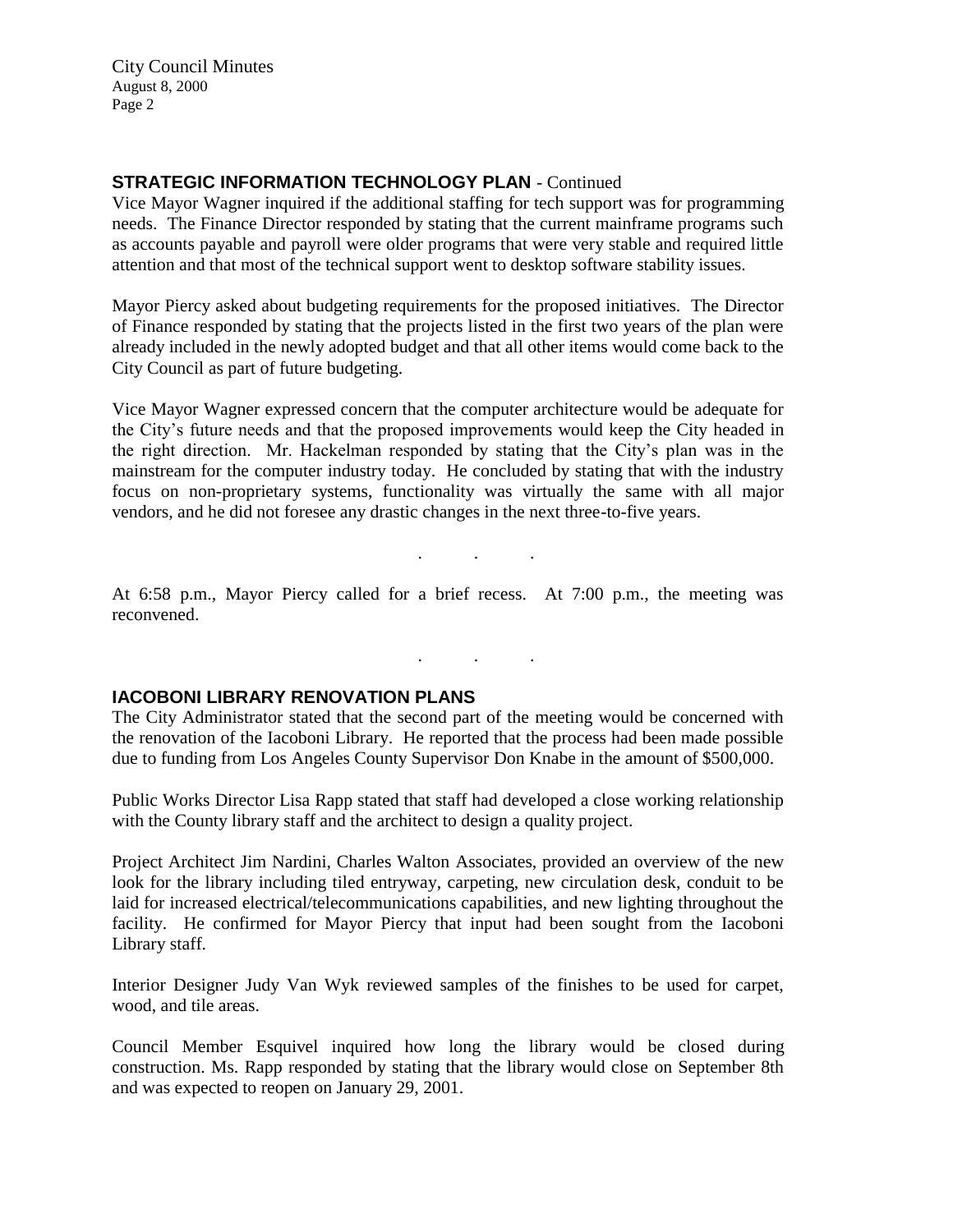## STRATEGIC INFORMATION TECHNOLOGY PLAN - Continued

Vice Mayor Wagner inquired if the additional staffing for tech support was for programming needs. The Finance Director responded by stating that the current mainframe programs such as accounts payable and payroll were older programs that were very stable and required little attention and that most of the technical support went to desktop software stability issues.

Mayor Piercy asked about budgeting requirements for the proposed initiatives. The Director of Finance responded by stating that the projects listed in the first two years of the plan were already included in the newly adopted budget and that all other items would come back to the City Council as part of future budgeting.

Vice Mayor Wagner expressed concern that the computer architecture would be adequate for the City's future needs and that the proposed improvements would keep the City headed in the right direction. Mr. Hackelman responded by stating that the City's plan was in the mainstream for the computer industry today. He concluded by stating that with the industry focus on non-proprietary systems, functionality was virtually the same with all major vendors, and he did not foresee any drastic changes in the next three-to-five years.

. . .

At 6:58 p.m., Mayor Piercy called for a brief recess. At 7:00 p.m., the meeting was reconvened.

. . .

## IACOBONI LIBRARY RENOVATION PLANS

The City Administrator stated that the second part of the meeting would be concerned with the renovation of the Iacoboni Library. He reported that the process had been made possible due to funding from Los Angeles County Supervisor Don Knabe in the amount of $500,000.

Public Works Director Lisa Rapp stated that staff had developed a close working relationship with the County library staff and the architect to design a quality project.

Project Architect Jim Nardini, Charles Walton Associates, provided an overview of the new look for the library including tiled entryway, carpeting, new circulation desk, conduit to be laid for increased electrical/telecommunications capabilities, and new lighting throughout the facility. He confirmed for Mayor Piercy that input had been sought from the Iacoboni Library staff.

Interior Designer Judy Van Wyk reviewed samples of the finishes to be used for carpet, wood, and tile areas.

Council Member Esquivel inquired how long the library would be closed during construction. Ms. Rapp responded by stating that the library would close on September 8th and was expected to reopen on January 29, 2001.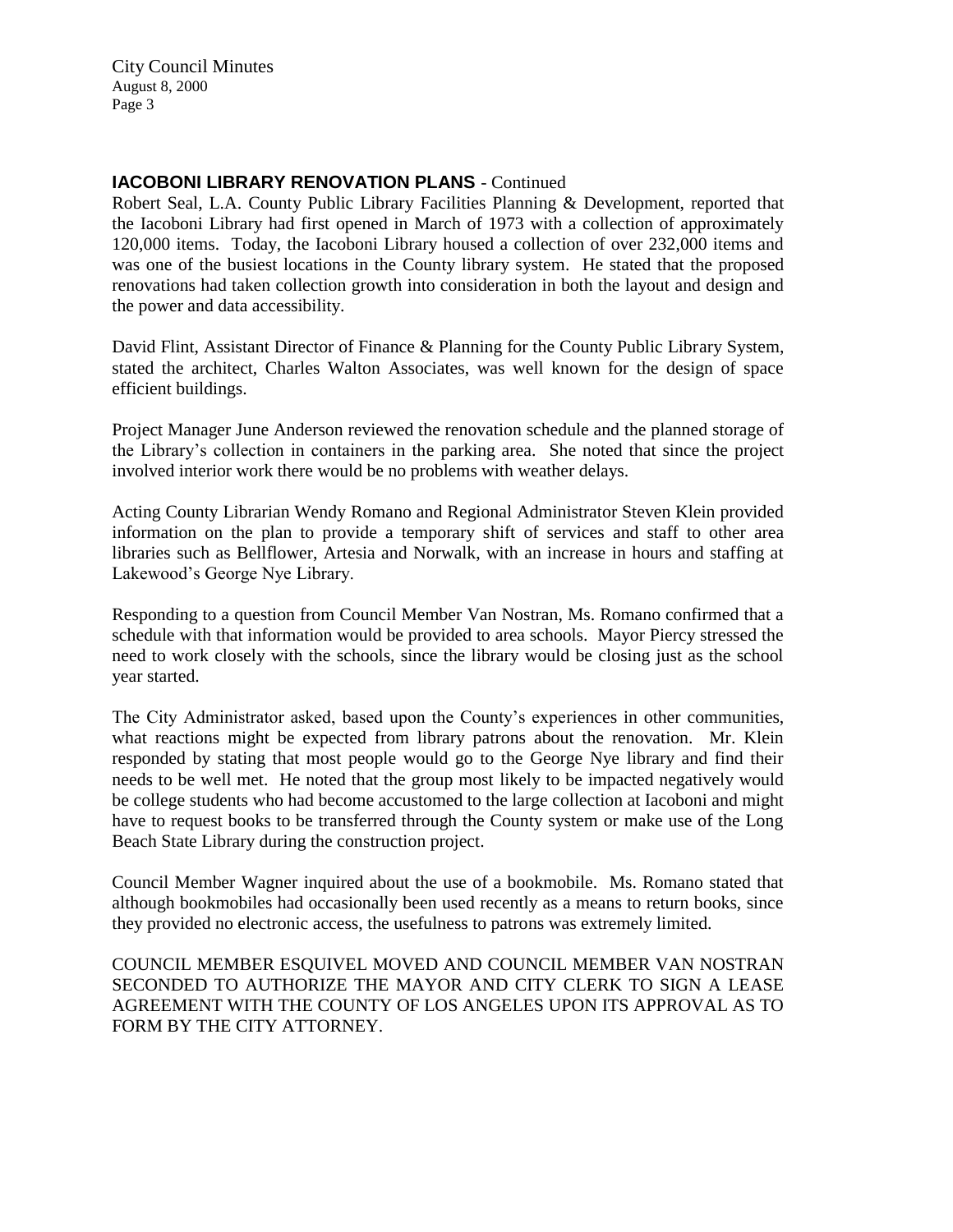## IACOBONI LIBRARY RENOVATION PLANS - Continued

Robert Seal, L.A. County Public Library Facilities Planning & Development, reported that the Iacoboni Library had first opened in March of 1973 with a collection of approximately 120,000 items. Today, the Iacoboni Library housed a collection of over 232,000 items and was one of the busiest locations in the County library system. He stated that the proposed renovations had taken collection growth into consideration in both the layout and design and the power and data accessibility.

David Flint, Assistant Director of Finance & Planning for the County Public Library System, stated the architect, Charles Walton Associates, was well known for the design of space efficient buildings.

Project Manager June Anderson reviewed the renovation schedule and the planned storage of the Library's collection in containers in the parking area. She noted that since the project involved interior work there would be no problems with weather delays.

Acting County Librarian Wendy Romano and Regional Administrator Steven Klein provided information on the plan to provide a temporary shift of services and staff to other area libraries such as Bellflower, Artesia and Norwalk, with an increase in hours and staffing at Lakewood's George Nye Library.

Responding to a question from Council Member Van Nostran, Ms. Romano confirmed that a schedule with that information would be provided to area schools. Mayor Piercy stressed the need to work closely with the schools, since the library would be closing just as the school year started.

The City Administrator asked, based upon the County's experiences in other communities, what reactions might be expected from library patrons about the renovation. Mr. Klein responded by stating that most people would go to the George Nye library and find their needs to be well met. He noted that the group most likely to be impacted negatively would be college students who had become accustomed to the large collection at Iacoboni and might have to request books to be transferred through the County system or make use of the Long Beach State Library during the construction project.

Council Member Wagner inquired about the use of a bookmobile. Ms. Romano stated that although bookmobiles had occasionally been used recently as a means to return books, since they provided no electronic access, the usefulness to patrons was extremely limited.

COUNCIL MEMBER ESQUIVEL MOVED AND COUNCIL MEMBER VAN NOSTRAN SECONDED TO AUTHORIZE THE MAYOR AND CITY CLERK TO SIGN A LEASE AGREEMENT WITH THE COUNTY OF LOS ANGELES UPON ITS APPROVAL AS TO FORM BY THE CITY ATTORNEY.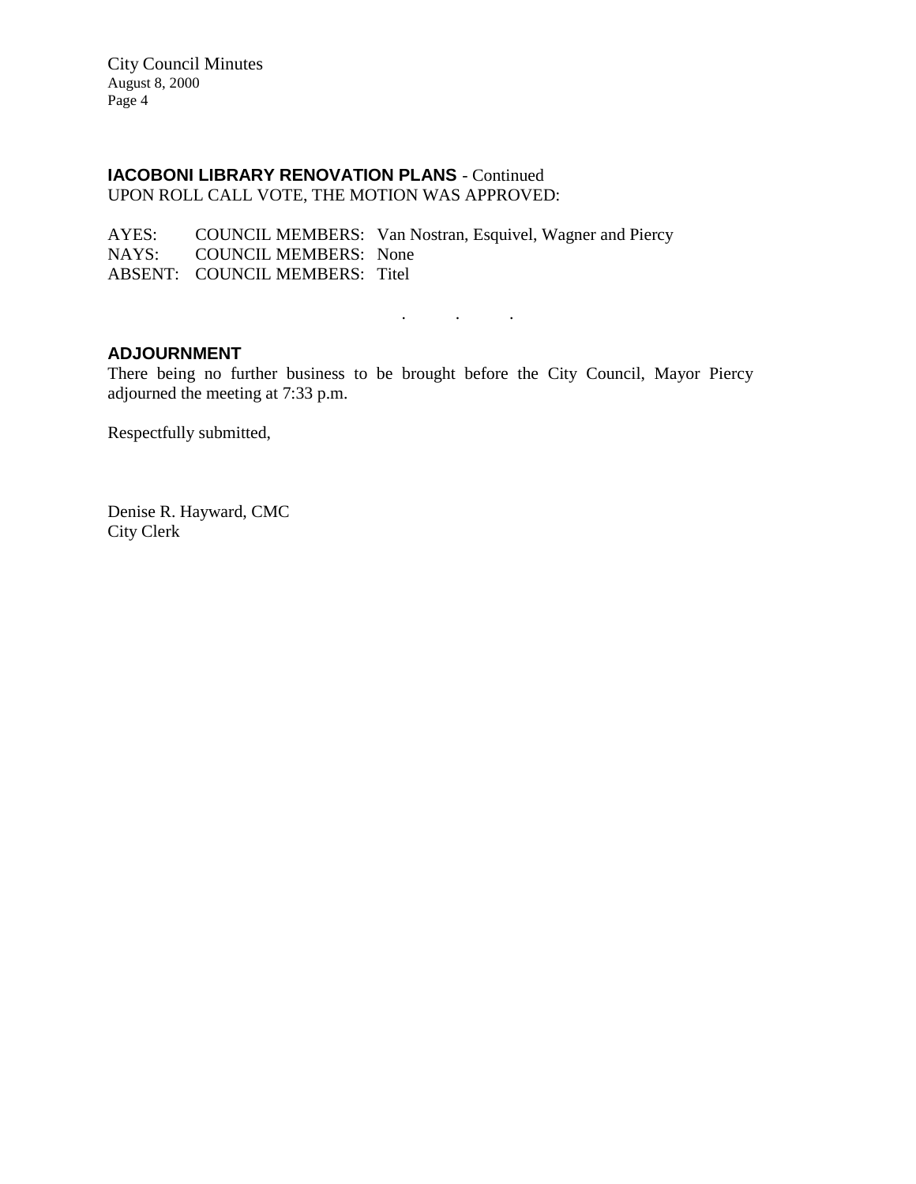**IACOBONI LIBRARY RENOVATION PLANS** - Continued
UPON ROLL CALL VOTE, THE MOTION WAS APPROVED:

| | | |
|---|---|---|
| AYES: | COUNCIL MEMBERS: | Van Nostran, Esquivel, Wagner and Piercy |
| NAYS: | COUNCIL MEMBERS: | None |
| ABSENT: | COUNCIL MEMBERS: | Titel |

. . .

## ADJOURNMENT

There being no further business to be brought before the City Council, Mayor Piercy adjourned the meeting at 7:33 p.m.

Respectfully submitted,

Denise R. Hayward, CMC
City Clerk